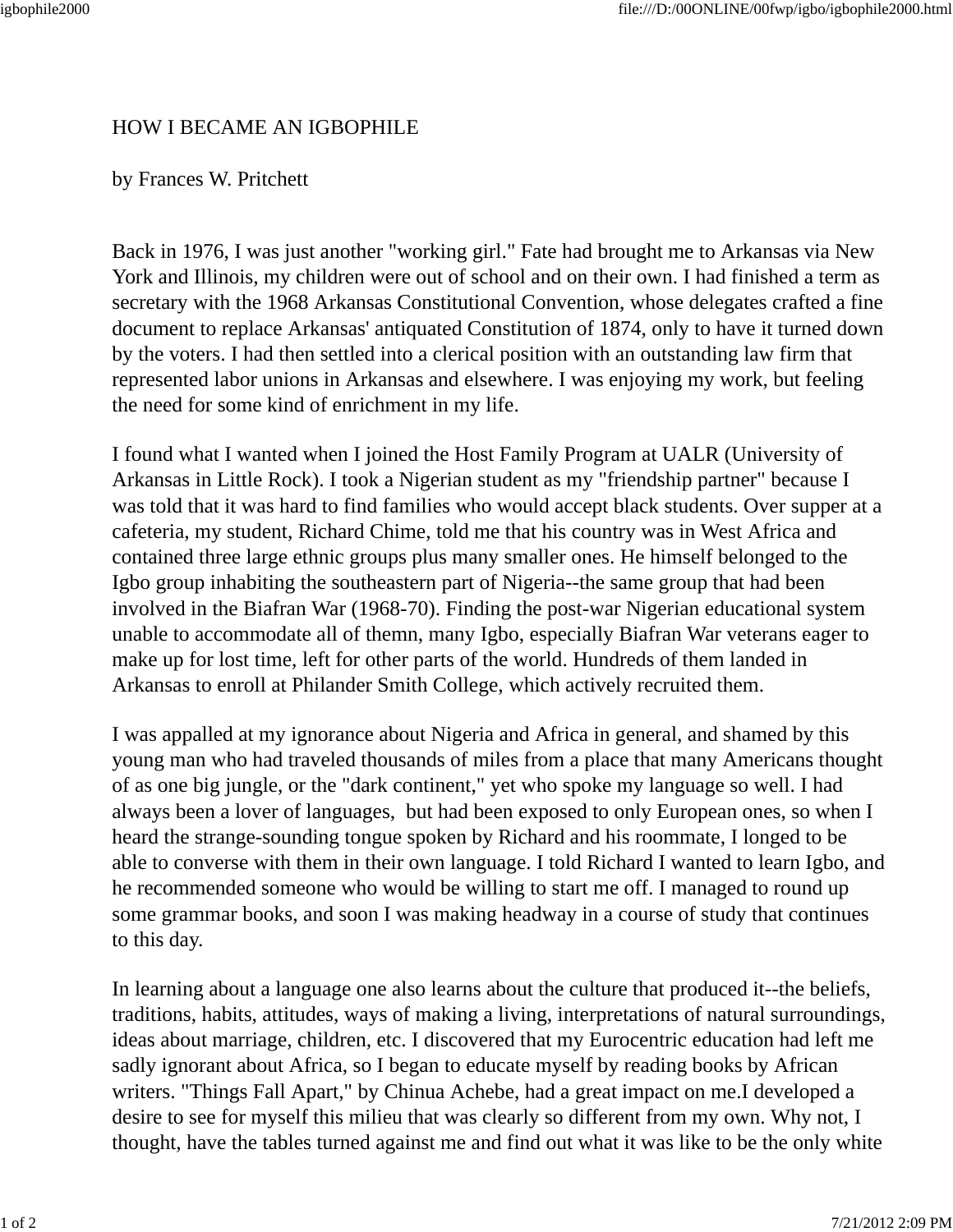# HOW I BECAME AN IGBOPHILE

by Frances W. Pritchett

Back in 1976, I was just another "working girl." Fate had brought me to Arkansas via New York and Illinois, my children were out of school and on their own. I had finished a term as secretary with the 1968 Arkansas Constitutional Convention, whose delegates crafted a fine document to replace Arkansas' antiquated Constitution of 1874, only to have it turned down by the voters. I had then settled into a clerical position with an outstanding law firm that represented labor unions in Arkansas and elsewhere. I was enjoying my work, but feeling the need for some kind of enrichment in my life.

I found what I wanted when I joined the Host Family Program at UALR (University of Arkansas in Little Rock). I took a Nigerian student as my "friendship partner" because I was told that it was hard to find families who would accept black students. Over supper at a cafeteria, my student, Richard Chime, told me that his country was in West Africa and contained three large ethnic groups plus many smaller ones. He himself belonged to the Igbo group inhabiting the southeastern part of Nigeria--the same group that had been involved in the Biafran War (1968-70). Finding the post-war Nigerian educational system unable to accommodate all of themn, many Igbo, especially Biafran War veterans eager to make up for lost time, left for other parts of the world. Hundreds of them landed in Arkansas to enroll at Philander Smith College, which actively recruited them.

I was appalled at my ignorance about Nigeria and Africa in general, and shamed by this young man who had traveled thousands of miles from a place that many Americans thought of as one big jungle, or the "dark continent," yet who spoke my language so well. I had always been a lover of languages, but had been exposed to only European ones, so when I heard the strange-sounding tongue spoken by Richard and his roommate, I longed to be able to converse with them in their own language. I told Richard I wanted to learn Igbo, and he recommended someone who would be willing to start me off. I managed to round up some grammar books, and soon I was making headway in a course of study that continues to this day.

In learning about a language one also learns about the culture that produced it--the beliefs, traditions, habits, attitudes, ways of making a living, interpretations of natural surroundings, ideas about marriage, children, etc. I discovered that my Eurocentric education had left me sadly ignorant about Africa, so I began to educate myself by reading books by African writers. "Things Fall Apart," by Chinua Achebe, had a great impact on me.I developed a desire to see for myself this milieu that was clearly so different from my own. Why not, I thought, have the tables turned against me and find out what it was like to be the only white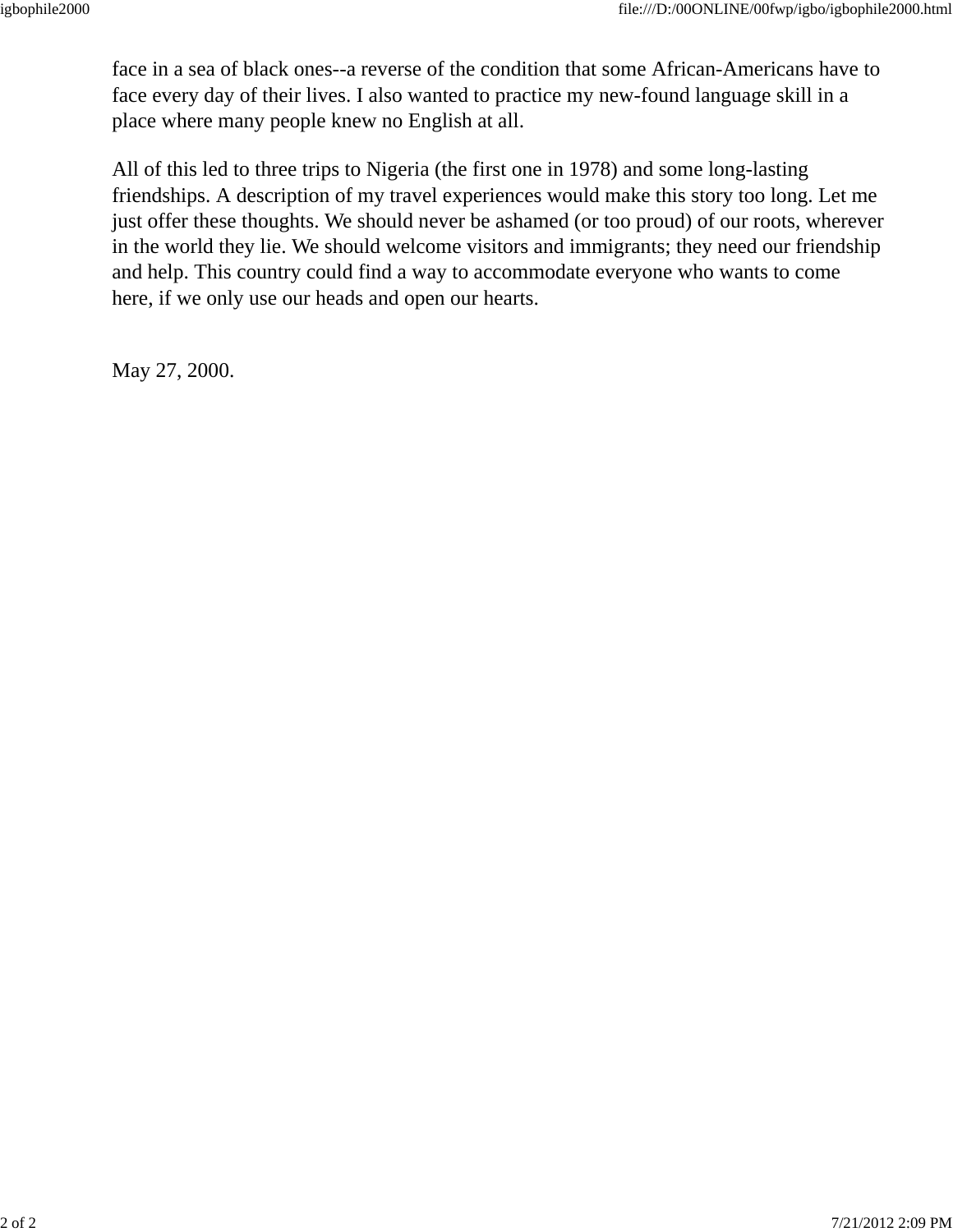face in a sea of black ones--a reverse of the condition that some African-Americans have to face every day of their lives. I also wanted to practice my new-found language skill in a place where many people knew no English at all.

All of this led to three trips to Nigeria (the first one in 1978) and some long-lasting friendships. A description of my travel experiences would make this story too long. Let me just offer these thoughts. We should never be ashamed (or too proud) of our roots, wherever in the world they lie. We should welcome visitors and immigrants; they need our friendship and help. This country could find a way to accommodate everyone who wants to come here, if we only use our heads and open our hearts.

May 27, 2000.